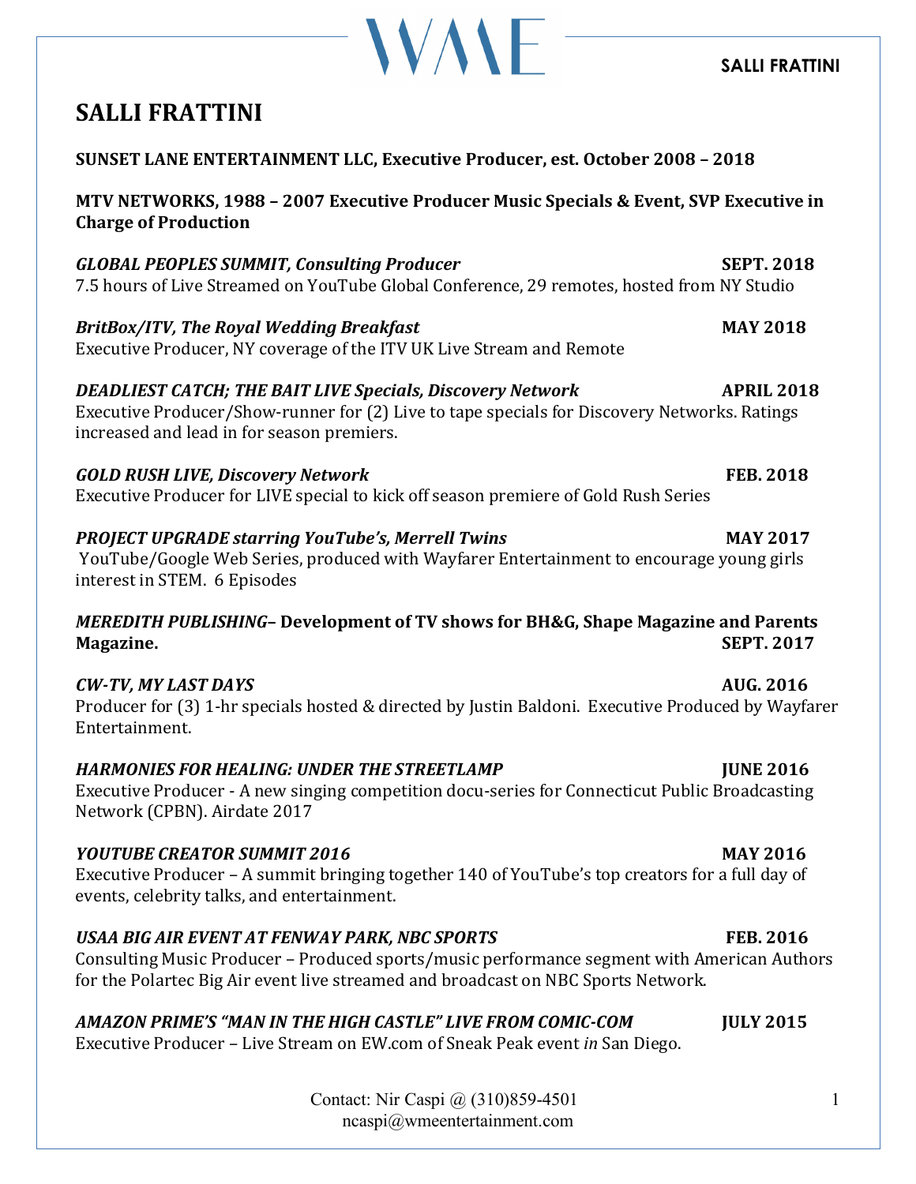# SALLI FRATTINI

**SUNSET LANE ENTERTAINMENT LLC, Executive Producer, est. October 2008 – 2018**

**MTV NETWORKS, 1988 – 2007 Executive Producer Music Specials & Event, SVP Executive in Charge of Production**

***GLOBAL PEOPLES SUMMIT, Consulting Producer*** **SEPT. 2018**
7.5 hours of Live Streamed on YouTube Global Conference, 29 remotes, hosted from NY Studio

***BritBox/ITV, The Royal Wedding Breakfast*** **MAY 2018**
Executive Producer, NY coverage of the ITV UK Live Stream and Remote

***DEADLIEST CATCH; THE BAIT LIVE Specials, Discovery Network*** **APRIL 2018**
Executive Producer/Show-runner for (2) Live to tape specials for Discovery Networks. Ratings increased and lead in for season premiers.

***GOLD RUSH LIVE, Discovery Network*** **FEB. 2018**
Executive Producer for LIVE special to kick off season premiere of Gold Rush Series

***PROJECT UPGRADE starring YouTube's, Merrell Twins*** **MAY 2017**
YouTube/Google Web Series, produced with Wayfarer Entertainment to encourage young girls interest in STEM. 6 Episodes

***MEREDITH PUBLISHING*– Development of TV shows for BH&G, Shape Magazine and Parents Magazine.** **SEPT. 2017**

***CW-TV, MY LAST DAYS*** **AUG. 2016**
Producer for (3) 1-hr specials hosted & directed by Justin Baldoni. Executive Produced by Wayfarer Entertainment.

***HARMONIES FOR HEALING: UNDER THE STREETLAMP*** **JUNE 2016**
Executive Producer - A new singing competition docu-series for Connecticut Public Broadcasting Network (CPBN). Airdate 2017

***YOUTUBE CREATOR SUMMIT 2016*** **MAY 2016**
Executive Producer – A summit bringing together 140 of YouTube's top creators for a full day of events, celebrity talks, and entertainment.

***USAA BIG AIR EVENT AT FENWAY PARK, NBC SPORTS*** **FEB. 2016**
Consulting Music Producer – Produced sports/music performance segment with American Authors for the Polartec Big Air event live streamed and broadcast on NBC Sports Network.

***AMAZON PRIME'S "MAN IN THE HIGH CASTLE" LIVE FROM COMIC-COM*** **JULY 2015**
Executive Producer – Live Stream on EW.com of Sneak Peak event *in* San Diego.

Contact: Nir Caspi @ (310)859-4501
ncaspi@wmeentertainment.com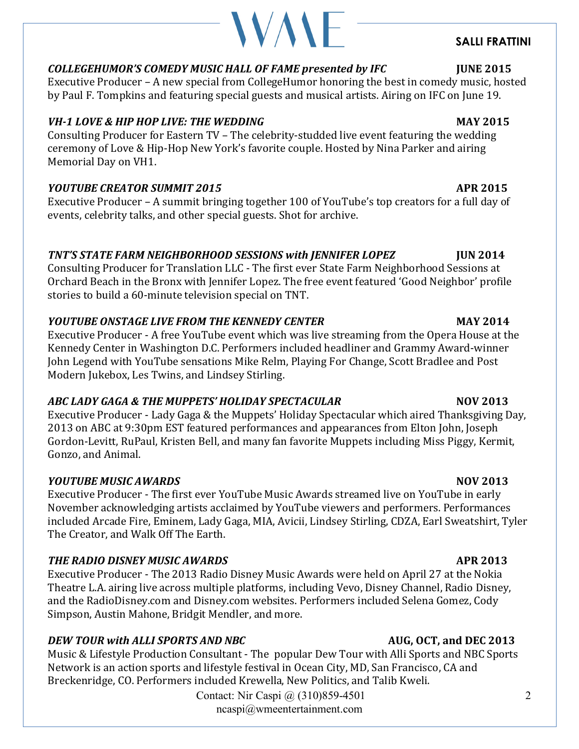### *COLLEGEHUMOR'S COMEDY MUSIC HALL OF FAME presented by IFC* — JUNE 2015

Executive Producer – A new special from CollegeHumor honoring the best in comedy music, hosted by Paul F. Tompkins and featuring special guests and musical artists. Airing on IFC on June 19.

### *VH-1 LOVE & HIP HOP LIVE: THE WEDDING* — MAY 2015

Consulting Producer for Eastern TV – The celebrity-studded live event featuring the wedding ceremony of Love & Hip-Hop New York's favorite couple. Hosted by Nina Parker and airing Memorial Day on VH1.

### *YOUTUBE CREATOR SUMMIT 2015* — APR 2015

Executive Producer – A summit bringing together 100 of YouTube's top creators for a full day of events, celebrity talks, and other special guests. Shot for archive.

### *TNT'S STATE FARM NEIGHBORHOOD SESSIONS with JENNIFER LOPEZ* — JUN 2014

Consulting Producer for Translation LLC - The first ever State Farm Neighborhood Sessions at Orchard Beach in the Bronx with Jennifer Lopez. The free event featured 'Good Neighbor' profile stories to build a 60-minute television special on TNT.

### *YOUTUBE ONSTAGE LIVE FROM THE KENNEDY CENTER* — MAY 2014

Executive Producer - A free YouTube event which was live streaming from the Opera House at the Kennedy Center in Washington D.C. Performers included headliner and Grammy Award-winner John Legend with YouTube sensations Mike Relm, Playing For Change, Scott Bradlee and Post Modern Jukebox, Les Twins, and Lindsey Stirling.

### *ABC LADY GAGA & THE MUPPETS' HOLIDAY SPECTACULAR* — NOV 2013

Executive Producer - Lady Gaga & the Muppets' Holiday Spectacular which aired Thanksgiving Day, 2013 on ABC at 9:30pm EST featured performances and appearances from Elton John, Joseph Gordon-Levitt, RuPaul, Kristen Bell, and many fan favorite Muppets including Miss Piggy, Kermit, Gonzo, and Animal.

### *YOUTUBE MUSIC AWARDS* — NOV 2013

Executive Producer - The first ever YouTube Music Awards streamed live on YouTube in early November acknowledging artists acclaimed by YouTube viewers and performers. Performances included Arcade Fire, Eminem, Lady Gaga, MIA, Avicii, Lindsey Stirling, CDZA, Earl Sweatshirt, Tyler The Creator, and Walk Off The Earth.

### *THE RADIO DISNEY MUSIC AWARDS* — APR 2013

Executive Producer - The 2013 Radio Disney Music Awards were held on April 27 at the Nokia Theatre L.A. airing live across multiple platforms, including Vevo, Disney Channel, Radio Disney, and the RadioDisney.com and Disney.com websites. Performers included Selena Gomez, Cody Simpson, Austin Mahone, Bridgit Mendler, and more.

### *DEW TOUR with ALLI SPORTS AND NBC* — AUG, OCT, and DEC 2013

Music & Lifestyle Production Consultant - The popular Dew Tour with Alli Sports and NBC Sports Network is an action sports and lifestyle festival in Ocean City, MD, San Francisco, CA and Breckenridge, CO. Performers included Krewella, New Politics, and Talib Kweli.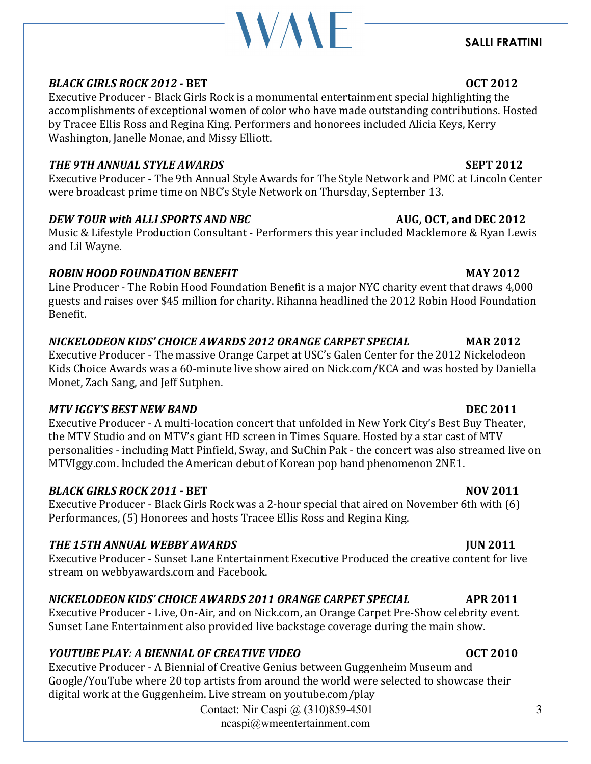**SALLI FRATTINI**

***BLACK GIRLS ROCK 2012 -* BET** **OCT 2012**

Executive Producer - Black Girls Rock is a monumental entertainment special highlighting the accomplishments of exceptional women of color who have made outstanding contributions. Hosted by Tracee Ellis Ross and Regina King. Performers and honorees included Alicia Keys, Kerry Washington, Janelle Monae, and Missy Elliott.

***THE 9TH ANNUAL STYLE AWARDS*** **SEPT 2012**

Executive Producer - The 9th Annual Style Awards for The Style Network and PMC at Lincoln Center were broadcast prime time on NBC's Style Network on Thursday, September 13.

***DEW TOUR with ALLI SPORTS AND NBC*** **AUG, OCT, and DEC 2012**

Music & Lifestyle Production Consultant - Performers this year included Macklemore & Ryan Lewis and Lil Wayne.

***ROBIN HOOD FOUNDATION BENEFIT*** **MAY 2012**

Line Producer - The Robin Hood Foundation Benefit is a major NYC charity event that draws 4,000 guests and raises over $45 million for charity. Rihanna headlined the 2012 Robin Hood Foundation Benefit.

***NICKELODEON KIDS' CHOICE AWARDS 2012 ORANGE CARPET SPECIAL*** **MAR 2012**

Executive Producer - The massive Orange Carpet at USC's Galen Center for the 2012 Nickelodeon Kids Choice Awards was a 60-minute live show aired on Nick.com/KCA and was hosted by Daniella Monet, Zach Sang, and Jeff Sutphen.

***MTV IGGY'S BEST NEW BAND*** **DEC 2011**

Executive Producer - A multi-location concert that unfolded in New York City's Best Buy Theater, the MTV Studio and on MTV's giant HD screen in Times Square. Hosted by a star cast of MTV personalities - including Matt Pinfield, Sway, and SuChin Pak - the concert was also streamed live on MTVIggy.com. Included the American debut of Korean pop band phenomenon 2NE1.

***BLACK GIRLS ROCK 2011 -* BET** **NOV 2011**

Executive Producer - Black Girls Rock was a 2-hour special that aired on November 6th with (6) Performances, (5) Honorees and hosts Tracee Ellis Ross and Regina King.

***THE 15TH ANNUAL WEBBY AWARDS*** **JUN 2011**

Executive Producer - Sunset Lane Entertainment Executive Produced the creative content for live stream on webbyawards.com and Facebook.

***NICKELODEON KIDS' CHOICE AWARDS 2011 ORANGE CARPET SPECIAL*** **APR 2011**

Executive Producer - Live, On-Air, and on Nick.com, an Orange Carpet Pre-Show celebrity event. Sunset Lane Entertainment also provided live backstage coverage during the main show.

***YOUTUBE PLAY: A BIENNIAL OF CREATIVE VIDEO*** **OCT 2010**

Executive Producer - A Biennial of Creative Genius between Guggenheim Museum and Google/YouTube where 20 top artists from around the world were selected to showcase their digital work at the Guggenheim. Live stream on youtube.com/play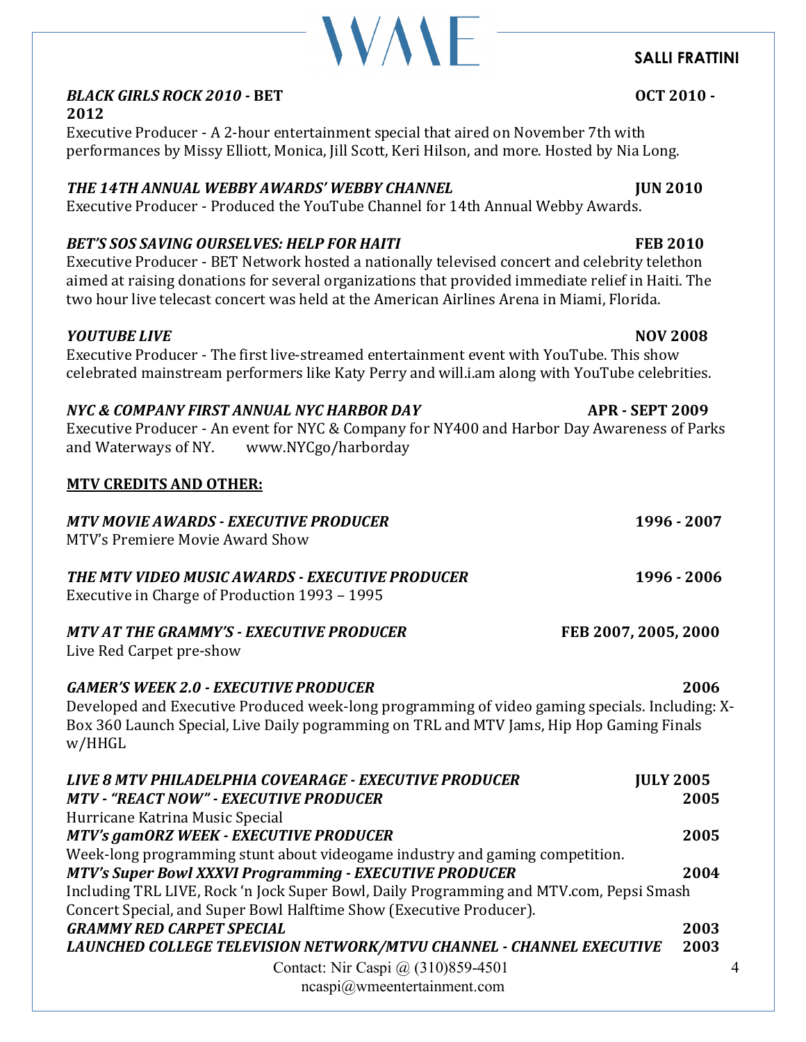**SALLI FRATTINI**

***BLACK GIRLS ROCK 2010* - BET** **OCT 2010 - 2012**

Executive Producer - A 2-hour entertainment special that aired on November 7th with performances by Missy Elliott, Monica, Jill Scott, Keri Hilson, and more. Hosted by Nia Long.

***THE 14TH ANNUAL WEBBY AWARDS' WEBBY CHANNEL*** **JUN 2010**

Executive Producer - Produced the YouTube Channel for 14th Annual Webby Awards.

***BET'S SOS SAVING OURSELVES: HELP FOR HAITI*** **FEB 2010**

Executive Producer - BET Network hosted a nationally televised concert and celebrity telethon aimed at raising donations for several organizations that provided immediate relief in Haiti. The two hour live telecast concert was held at the American Airlines Arena in Miami, Florida.

***YOUTUBE LIVE*** **NOV 2008**

Executive Producer - The first live-streamed entertainment event with YouTube. This show celebrated mainstream performers like Katy Perry and will.i.am along with YouTube celebrities.

***NYC & COMPANY FIRST ANNUAL NYC HARBOR DAY*** **APR - SEPT 2009**

Executive Producer - An event for NYC & Company for NY400 and Harbor Day Awareness of Parks and Waterways of NY. www.NYCgo/harborday

**MTV CREDITS AND OTHER:**

***MTV MOVIE AWARDS - EXECUTIVE PRODUCER*** **1996 - 2007**

MTV's Premiere Movie Award Show

***THE MTV VIDEO MUSIC AWARDS - EXECUTIVE PRODUCER*** **1996 - 2006**

Executive in Charge of Production 1993 – 1995

***MTV AT THE GRAMMY'S - EXECUTIVE PRODUCER*** **FEB 2007, 2005, 2000**

Live Red Carpet pre-show

***GAMER'S WEEK 2.0 - EXECUTIVE PRODUCER*** **2006**

Developed and Executive Produced week-long programming of video gaming specials. Including: X-Box 360 Launch Special, Live Daily pogramming on TRL and MTV Jams, Hip Hop Gaming Finals w/HHGL

***LIVE 8 MTV PHILADELPHIA COVEARAGE - EXECUTIVE PRODUCER*** **JULY 2005**

***MTV - "REACT NOW" - EXECUTIVE PRODUCER*** **2005**

Hurricane Katrina Music Special

***MTV's gamORZ WEEK - EXECUTIVE PRODUCER*** **2005**

Week-long programming stunt about videogame industry and gaming competition.

***MTV's Super Bowl XXXVI Programming - EXECUTIVE PRODUCER*** **2004**

Including TRL LIVE, Rock 'n Jock Super Bowl, Daily Programming and MTV.com, Pepsi Smash Concert Special, and Super Bowl Halftime Show (Executive Producer).

***GRAMMY RED CARPET SPECIAL*** **2003**

***LAUNCHED COLLEGE TELEVISION NETWORK/MTVU CHANNEL - CHANNEL EXECUTIVE*** **2003**

Contact: Nir Caspi @ (310)859-4501
ncaspi@wmeentertainment.com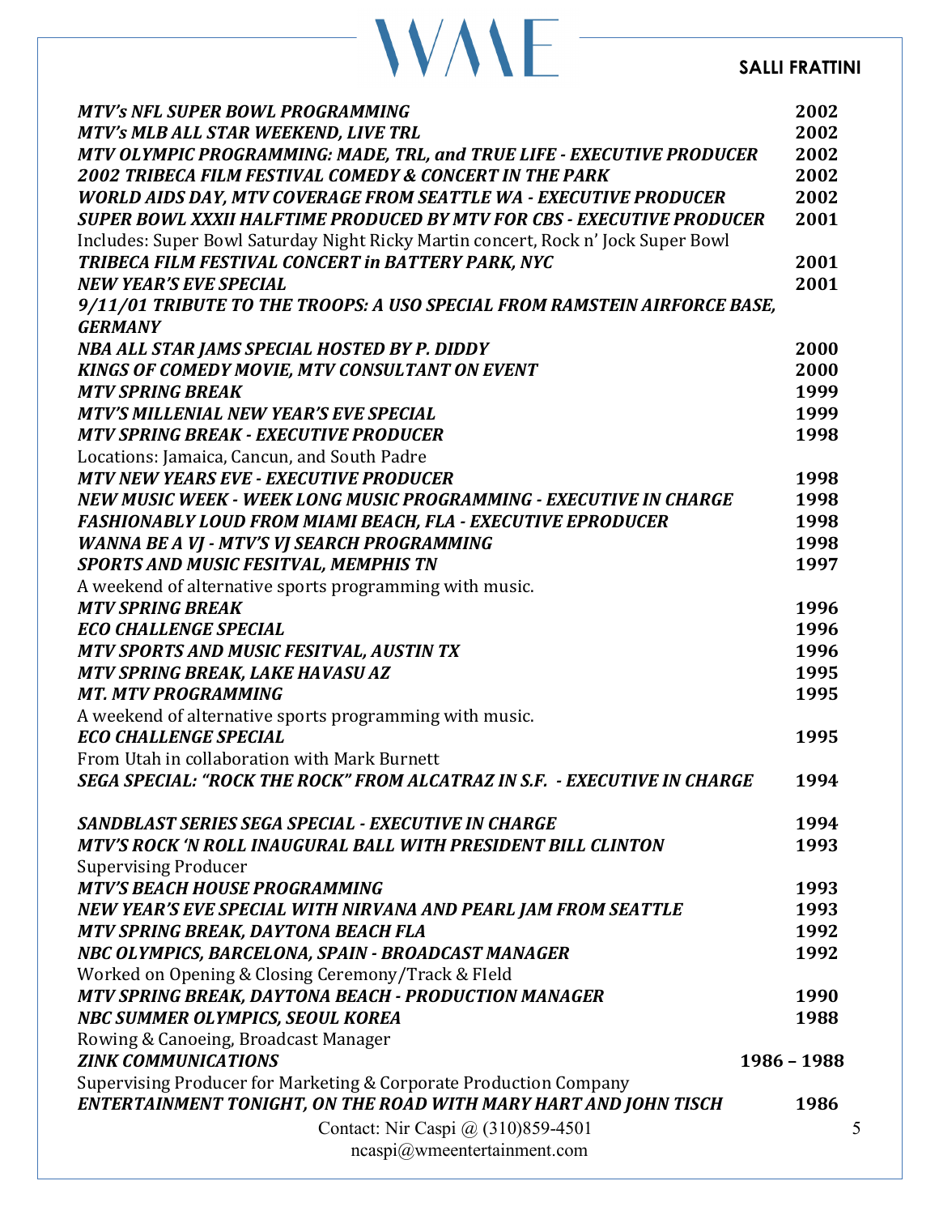| | |
|---|---|
| ***MTV's NFL SUPER BOWL PROGRAMMING*** | **2002** |
| ***MTV's MLB ALL STAR WEEKEND, LIVE TRL*** | **2002** |
| ***MTV OLYMPIC PROGRAMMING: MADE, TRL, and TRUE LIFE - EXECUTIVE PRODUCER*** | **2002** |
| ***2002 TRIBECA FILM FESTIVAL COMEDY & CONCERT IN THE PARK*** | **2002** |
| ***WORLD AIDS DAY, MTV COVERAGE FROM SEATTLE WA - EXECUTIVE PRODUCER*** | **2002** |
| ***SUPER BOWL XXXII HALFTIME PRODUCED BY MTV FOR CBS - EXECUTIVE PRODUCER*** | **2001** |
| Includes: Super Bowl Saturday Night Ricky Martin concert, Rock n' Jock Super Bowl | |
| ***TRIBECA FILM FESTIVAL CONCERT in BATTERY PARK, NYC*** | **2001** |
| ***NEW YEAR'S EVE SPECIAL*** | **2001** |
| ***9/11/01 TRIBUTE TO THE TROOPS: A USO SPECIAL FROM RAMSTEIN AIRFORCE BASE, GERMANY*** | |
| ***NBA ALL STAR JAMS SPECIAL HOSTED BY P. DIDDY*** | **2000** |
| ***KINGS OF COMEDY MOVIE, MTV CONSULTANT ON EVENT*** | **2000** |
| ***MTV SPRING BREAK*** | **1999** |
| ***MTV'S MILLENIAL NEW YEAR'S EVE SPECIAL*** | **1999** |
| ***MTV SPRING BREAK - EXECUTIVE PRODUCER*** | **1998** |
| Locations: Jamaica, Cancun, and South Padre | |
| ***MTV NEW YEARS EVE - EXECUTIVE PRODUCER*** | **1998** |
| ***NEW MUSIC WEEK - WEEK LONG MUSIC PROGRAMMING - EXECUTIVE IN CHARGE*** | **1998** |
| ***FASHIONABLY LOUD FROM MIAMI BEACH, FLA - EXECUTIVE EPRODUCER*** | **1998** |
| ***WANNA BE A VJ - MTV'S VJ SEARCH PROGRAMMING*** | **1998** |
| ***SPORTS AND MUSIC FESITVAL, MEMPHIS TN*** | **1997** |
| A weekend of alternative sports programming with music. | |
| ***MTV SPRING BREAK*** | **1996** |
| ***ECO CHALLENGE SPECIAL*** | **1996** |
| ***MTV SPORTS AND MUSIC FESITVAL, AUSTIN TX*** | **1996** |
| ***MTV SPRING BREAK, LAKE HAVASU AZ*** | **1995** |
| ***MT. MTV PROGRAMMING*** | **1995** |
| A weekend of alternative sports programming with music. | |
| ***ECO CHALLENGE SPECIAL*** | **1995** |
| From Utah in collaboration with Mark Burnett | |
| ***SEGA SPECIAL: "ROCK THE ROCK" FROM ALCATRAZ IN S.F. - EXECUTIVE IN CHARGE*** | **1994** |
| ***SANDBLAST SERIES SEGA SPECIAL - EXECUTIVE IN CHARGE*** | **1994** |
| ***MTV'S ROCK 'N ROLL INAUGURAL BALL WITH PRESIDENT BILL CLINTON*** | **1993** |
| Supervising Producer | |
| ***MTV'S BEACH HOUSE PROGRAMMING*** | **1993** |
| ***NEW YEAR'S EVE SPECIAL WITH NIRVANA AND PEARL JAM FROM SEATTLE*** | **1993** |
| ***MTV SPRING BREAK, DAYTONA BEACH FLA*** | **1992** |
| ***NBC OLYMPICS, BARCELONA, SPAIN - BROADCAST MANAGER*** | **1992** |
| Worked on Opening & Closing Ceremony/Track & FIeld | |
| ***MTV SPRING BREAK, DAYTONA BEACH - PRODUCTION MANAGER*** | **1990** |
| ***NBC SUMMER OLYMPICS, SEOUL KOREA*** | **1988** |
| Rowing & Canoeing, Broadcast Manager | |
| ***ZINK COMMUNICATIONS*** | **1986 – 1988** |
| Supervising Producer for Marketing & Corporate Production Company | |
| ***ENTERTAINMENT TONIGHT, ON THE ROAD WITH MARY HART AND JOHN TISCH*** | **1986** |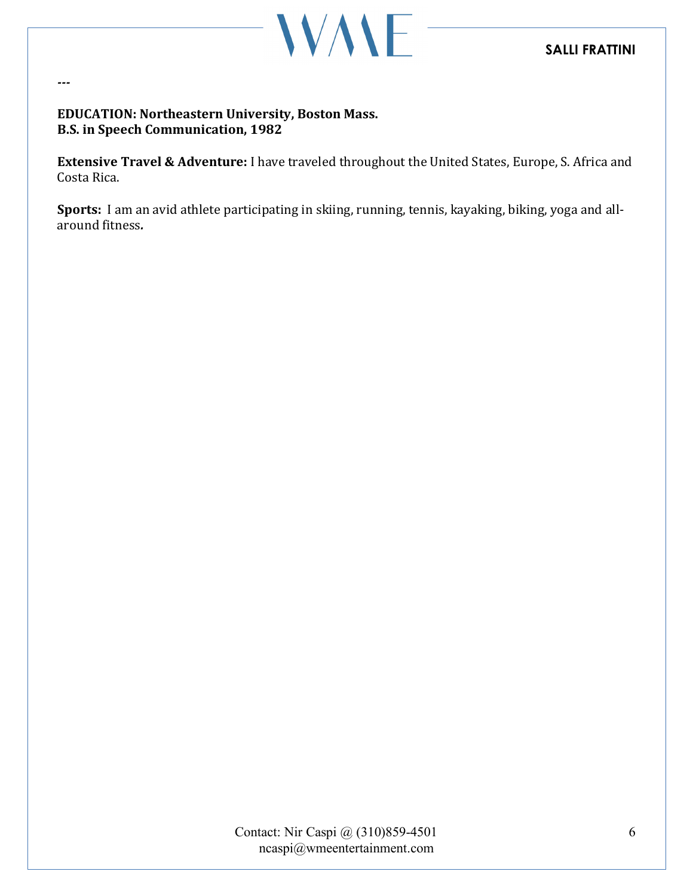---

**EDUCATION: Northeastern University, Boston Mass.**
**B.S. in Speech Communication, 1982**

**Extensive Travel & Adventure:** I have traveled throughout the United States, Europe, S. Africa and Costa Rica.

**Sports:** I am an avid athlete participating in skiing, running, tennis, kayaking, biking, yoga and all-around fitness**.**